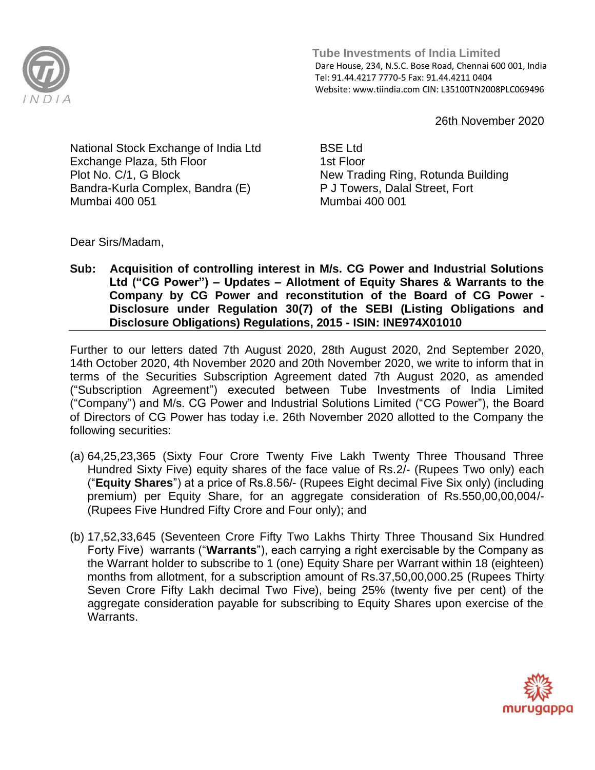**Tube Investments of India Limited**
Dare House, 234, N.S.C. Bose Road, Chennai 600 001, India
Tel: 91.44.4217 7770-5 Fax: 91.44.4211 0404
Website: www.tiindia.com CIN: L35100TN2008PLC069496

26th November 2020

National Stock Exchange of India Ltd
Exchange Plaza, 5th Floor
Plot No. C/1, G Block
Bandra-Kurla Complex, Bandra (E)
Mumbai 400 051

BSE Ltd
1st Floor
New Trading Ring, Rotunda Building
P J Towers, Dalal Street, Fort
Mumbai 400 001

Dear Sirs/Madam,

**Sub: Acquisition of controlling interest in M/s. CG Power and Industrial Solutions Ltd ("CG Power") – Updates – Allotment of Equity Shares & Warrants to the Company by CG Power and reconstitution of the Board of CG Power - Disclosure under Regulation 30(7) of the SEBI (Listing Obligations and Disclosure Obligations) Regulations, 2015 - ISIN: INE974X01010**

Further to our letters dated 7th August 2020, 28th August 2020, 2nd September 2020, 14th October 2020, 4th November 2020 and 20th November 2020, we write to inform that in terms of the Securities Subscription Agreement dated 7th August 2020, as amended ("Subscription Agreement") executed between Tube Investments of India Limited ("Company") and M/s. CG Power and Industrial Solutions Limited ("CG Power"), the Board of Directors of CG Power has today i.e. 26th November 2020 allotted to the Company the following securities:

(a) 64,25,23,365 (Sixty Four Crore Twenty Five Lakh Twenty Three Thousand Three Hundred Sixty Five) equity shares of the face value of Rs.2/- (Rupees Two only) each ("**Equity Shares**") at a price of Rs.8.56/- (Rupees Eight decimal Five Six only) (including premium) per Equity Share, for an aggregate consideration of Rs.550,00,00,004/- (Rupees Five Hundred Fifty Crore and Four only); and

(b) 17,52,33,645 (Seventeen Crore Fifty Two Lakhs Thirty Three Thousand Six Hundred Forty Five) warrants ("**Warrants**"), each carrying a right exercisable by the Company as the Warrant holder to subscribe to 1 (one) Equity Share per Warrant within 18 (eighteen) months from allotment, for a subscription amount of Rs.37,50,00,000.25 (Rupees Thirty Seven Crore Fifty Lakh decimal Two Five), being 25% (twenty five per cent) of the aggregate consideration payable for subscribing to Equity Shares upon exercise of the Warrants.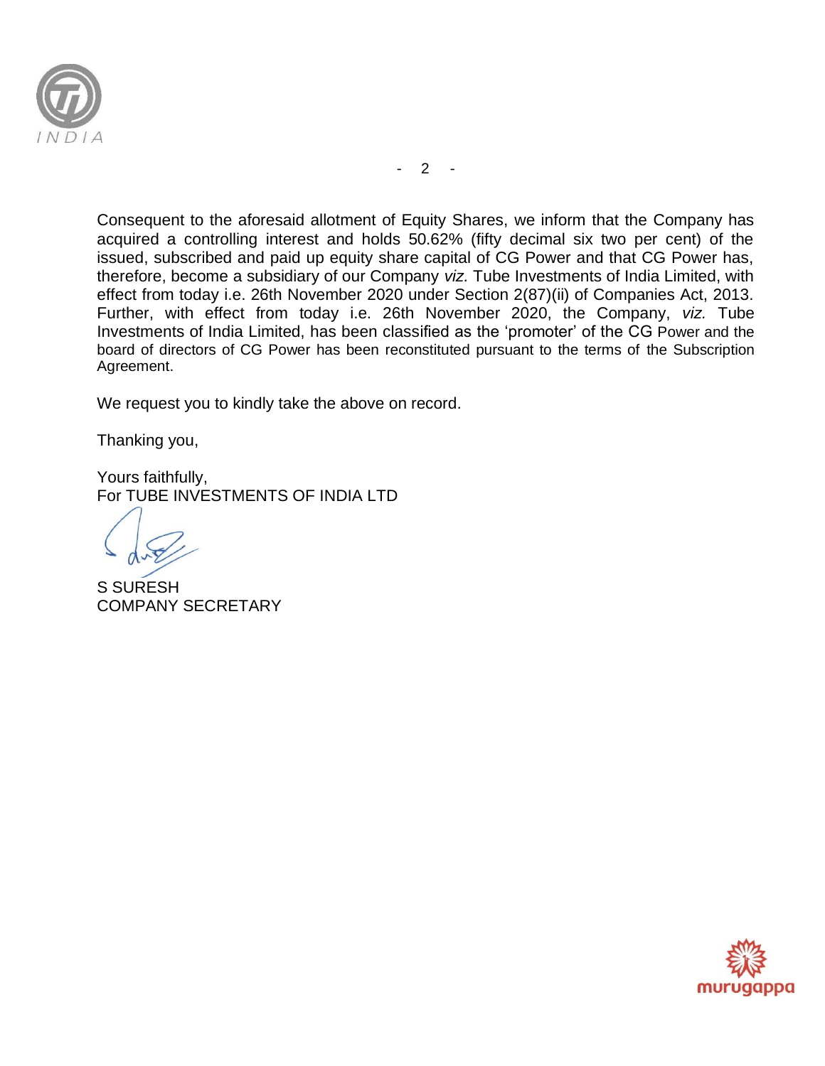Consequent to the aforesaid allotment of Equity Shares, we inform that the Company has acquired a controlling interest and holds 50.62% (fifty decimal six two per cent) of the issued, subscribed and paid up equity share capital of CG Power and that CG Power has, therefore, become a subsidiary of our Company *viz.* Tube Investments of India Limited, with effect from today i.e. 26th November 2020 under Section 2(87)(ii) of Companies Act, 2013. Further, with effect from today i.e. 26th November 2020, the Company, *viz.* Tube Investments of India Limited, has been classified as the 'promoter' of the CG Power and the board of directors of CG Power has been reconstituted pursuant to the terms of the Subscription Agreement.

We request you to kindly take the above on record.

Thanking you,

Yours faithfully,
For TUBE INVESTMENTS OF INDIA LTD

S SURESH
COMPANY SECRETARY